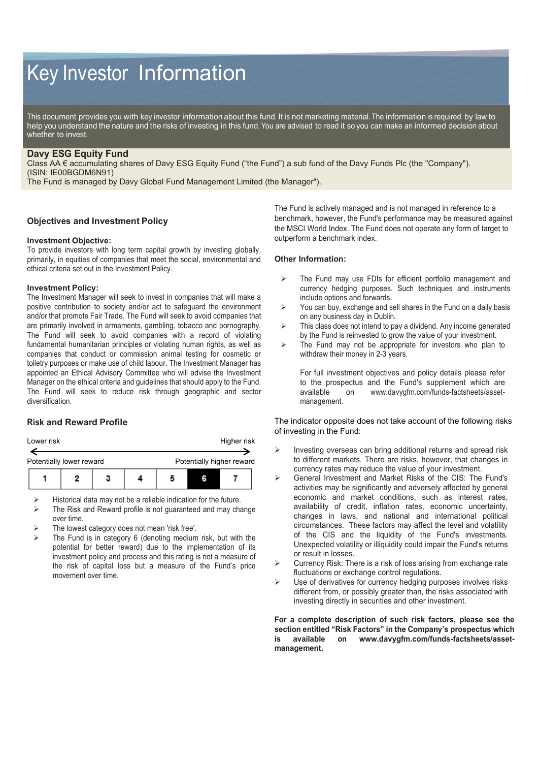# Key Investor Information

This document provides you with key investor information about this fund. It is not marketing material. The information is required by law to help you understand the nature and the risks of investing in this fund. You are advised to read it so you can make an informed decision about whether to invest.

## Davy ESG Equity Fund

Class AA € accumulating shares of Davy ESG Equity Fund ("the Fund") a sub fund of the Davy Funds Plc (the "Company"). (ISIN: IE00BGDM6N91)

The Fund is managed by Davy Global Fund Management Limited (the Manager").

## Objectives and Investment Policy

### Investment Objective:

To provide investors with long term capital growth by investing globally, primarily, in equities of companies that meet the social, environmental and ethical criteria set out in the Investment Policy.

### Investment Policy:

The Investment Manager will seek to invest in companies that will make a positive contribution to society and/or act to safeguard the environment and/or that promote Fair Trade. The Fund will seek to avoid companies that are primarily involved in armaments, gambling, tobacco and pornography. The Fund will seek to avoid companies with a record of violating fundamental humanitarian principles or violating human rights, as well as companies that conduct or commission animal testing for cosmetic or toiletry purposes or make use of child labour. The Investment Manager has appointed an Ethical Advisory Committee who will advise the Investment Manager on the ethical criteria and guidelines that should apply to the Fund. The Fund will seek to reduce risk through geographic and sector diversification.

The Fund is actively managed and is not managed in reference to a benchmark, however, the Fund's performance may be measured against the MSCI World Index. The Fund does not operate any form of target to outperform a benchmark index.

### Other Information:

- The Fund may use FDIs for efficient portfolio management and currency hedging purposes. Such techniques and instruments include options and forwards.
- You can buy, exchange and sell shares in the Fund on a daily basis on any business day in Dublin.
- This class does not intend to pay a dividend. Any income generated by the Fund is reinvested to grow the value of your investment.
- The Fund may not be appropriate for investors who plan to withdraw their money in 2-3 years.

For full investment objectives and policy details please refer to the prospectus and the Fund's supplement which are available on www.davygfm.com/funds-factsheets/asset-management.

## Risk and Reward Profile

Lower risk ← → Higher risk

Potentially lower reward — Potentially higher reward

| 1 | 2 | 3 | 4 | 5 | **6** | 7 |
|---|---|---|---|---|---|---|

- Historical data may not be a reliable indication for the future.
- The Risk and Reward profile is not guaranteed and may change over time.
- The lowest category does not mean 'risk free'.
- The Fund is in category 6 (denoting medium risk, but with the potential for better reward) due to the implementation of its investment policy and process and this rating is not a measure of the risk of capital loss but a measure of the Fund's price movement over time.

The indicator opposite does not take account of the following risks of investing in the Fund:

- Investing overseas can bring additional returns and spread risk to different markets. There are risks, however, that changes in currency rates may reduce the value of your investment.
- General Investment and Market Risks of the CIS: The Fund's activities may be significantly and adversely affected by general economic and market conditions, such as interest rates, availability of credit, inflation rates, economic uncertainty, changes in laws, and national and international political circumstances. These factors may affect the level and volatility of the CIS and the liquidity of the Fund's investments. Unexpected volatility or illiquidity could impair the Fund's returns or result in losses.
- Currency Risk: There is a risk of loss arising from exchange rate fluctuations or exchange control regulations.
- Use of derivatives for currency hedging purposes involves risks different from, or possibly greater than, the risks associated with investing directly in securities and other investment.

**For a complete description of such risk factors, please see the section entitled "Risk Factors" in the Company's prospectus which is available on www.davygfm.com/funds-factsheets/asset-management.**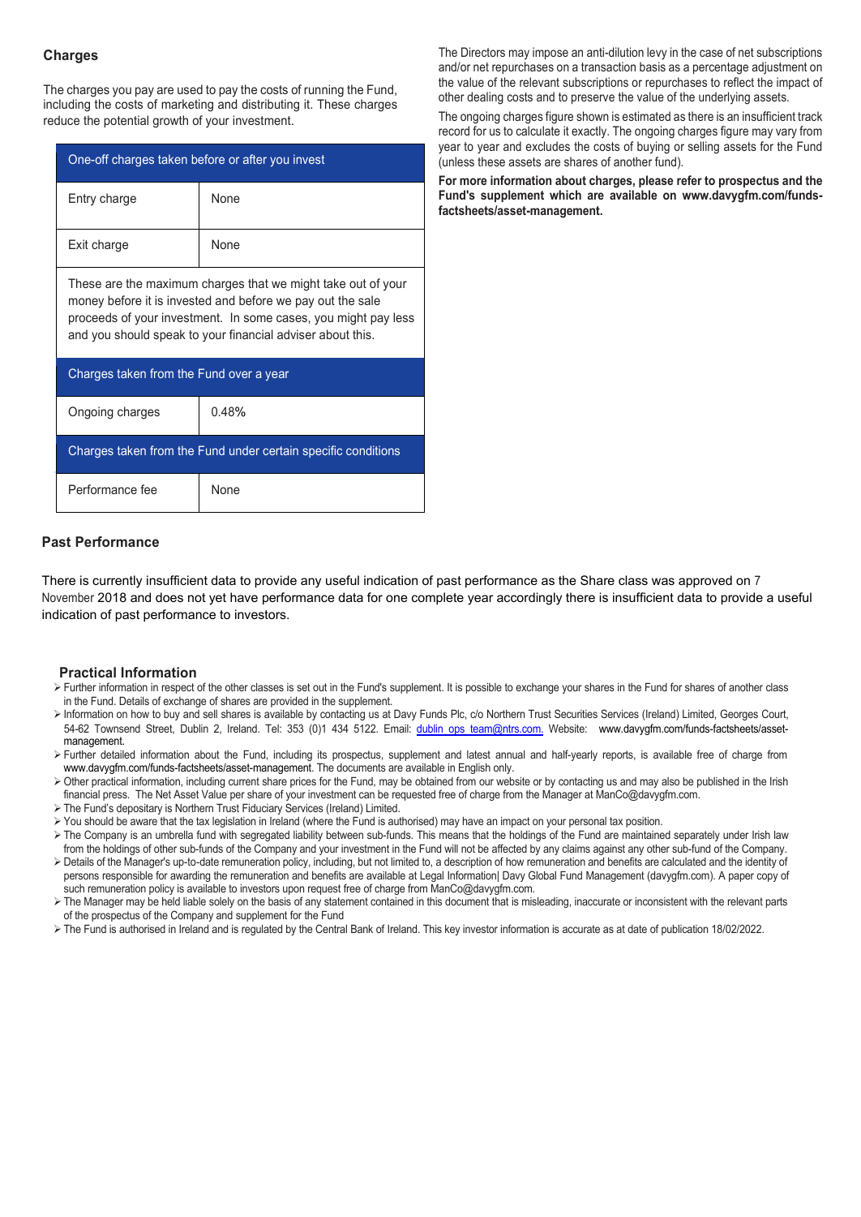## Charges

The charges you pay are used to pay the costs of running the Fund, including the costs of marketing and distributing it. These charges reduce the potential growth of your investment.

| One-off charges taken before or after you invest | |
|---|---|
| Entry charge | None |
| Exit charge | None |
| These are the maximum charges that we might take out of your money before it is invested and before we pay out the sale proceeds of your investment. In some cases, you might pay less and you should speak to your financial adviser about this. | |
| **Charges taken from the Fund over a year** | |
| Ongoing charges | 0.48% |
| **Charges taken from the Fund under certain specific conditions** | |
| Performance fee | None |

The Directors may impose an anti-dilution levy in the case of net subscriptions and/or net repurchases on a transaction basis as a percentage adjustment on the value of the relevant subscriptions or repurchases to reflect the impact of other dealing costs and to preserve the value of the underlying assets.

The ongoing charges figure shown is estimated as there is an insufficient track record for us to calculate it exactly. The ongoing charges figure may vary from year to year and excludes the costs of buying or selling assets for the Fund (unless these assets are shares of another fund).

**For more information about charges, please refer to prospectus and the Fund's supplement which are available on www.davygfm.com/funds-factsheets/asset-management.**

## Past Performance

There is currently insufficient data to provide any useful indication of past performance as the Share class was approved on 7 November 2018 and does not yet have performance data for one complete year accordingly there is insufficient data to provide a useful indication of past performance to investors.

## Practical Information

- Further information in respect of the other classes is set out in the Fund's supplement. It is possible to exchange your shares in the Fund for shares of another class in the Fund. Details of exchange of shares are provided in the supplement.
- Information on how to buy and sell shares is available by contacting us at Davy Funds Plc, c/o Northern Trust Securities Services (Ireland) Limited, Georges Court, 54-62 Townsend Street, Dublin 2, Ireland. Tel: 353 (0)1 434 5122. Email: dublin_ops_team@ntrs.com. Website: www.davygfm.com/funds-factsheets/asset-management.
- Further detailed information about the Fund, including its prospectus, supplement and latest annual and half-yearly reports, is available free of charge from www.davygfm.com/funds-factsheets/asset-management. The documents are available in English only.
- Other practical information, including current share prices for the Fund, may be obtained from our website or by contacting us and may also be published in the Irish financial press. The Net Asset Value per share of your investment can be requested free of charge from the Manager at ManCo@davygfm.com.
- The Fund's depositary is Northern Trust Fiduciary Services (Ireland) Limited.
- You should be aware that the tax legislation in Ireland (where the Fund is authorised) may have an impact on your personal tax position.
- The Company is an umbrella fund with segregated liability between sub-funds. This means that the holdings of the Fund are maintained separately under Irish law from the holdings of other sub-funds of the Company and your investment in the Fund will not be affected by any claims against any other sub-fund of the Company.
- Details of the Manager's up-to-date remuneration policy, including, but not limited to, a description of how remuneration and benefits are calculated and the identity of persons responsible for awarding the remuneration and benefits are available at Legal Information| Davy Global Fund Management (davygfm.com). A paper copy of such remuneration policy is available to investors upon request free of charge from ManCo@davygfm.com.
- The Manager may be held liable solely on the basis of any statement contained in this document that is misleading, inaccurate or inconsistent with the relevant parts of the prospectus of the Company and supplement for the Fund
- The Fund is authorised in Ireland and is regulated by the Central Bank of Ireland. This key investor information is accurate as at date of publication 18/02/2022.